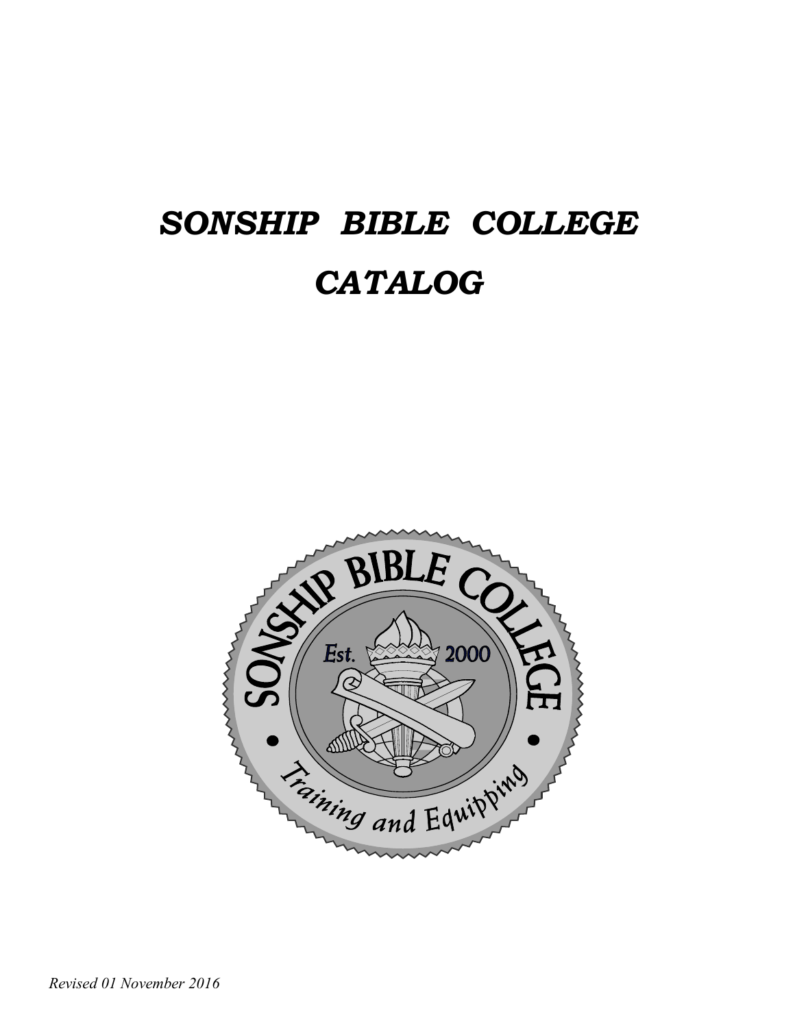# *SONSHIP BIBLE COLLEGE*

# *CATALOG*

*Revised 01 November 2016*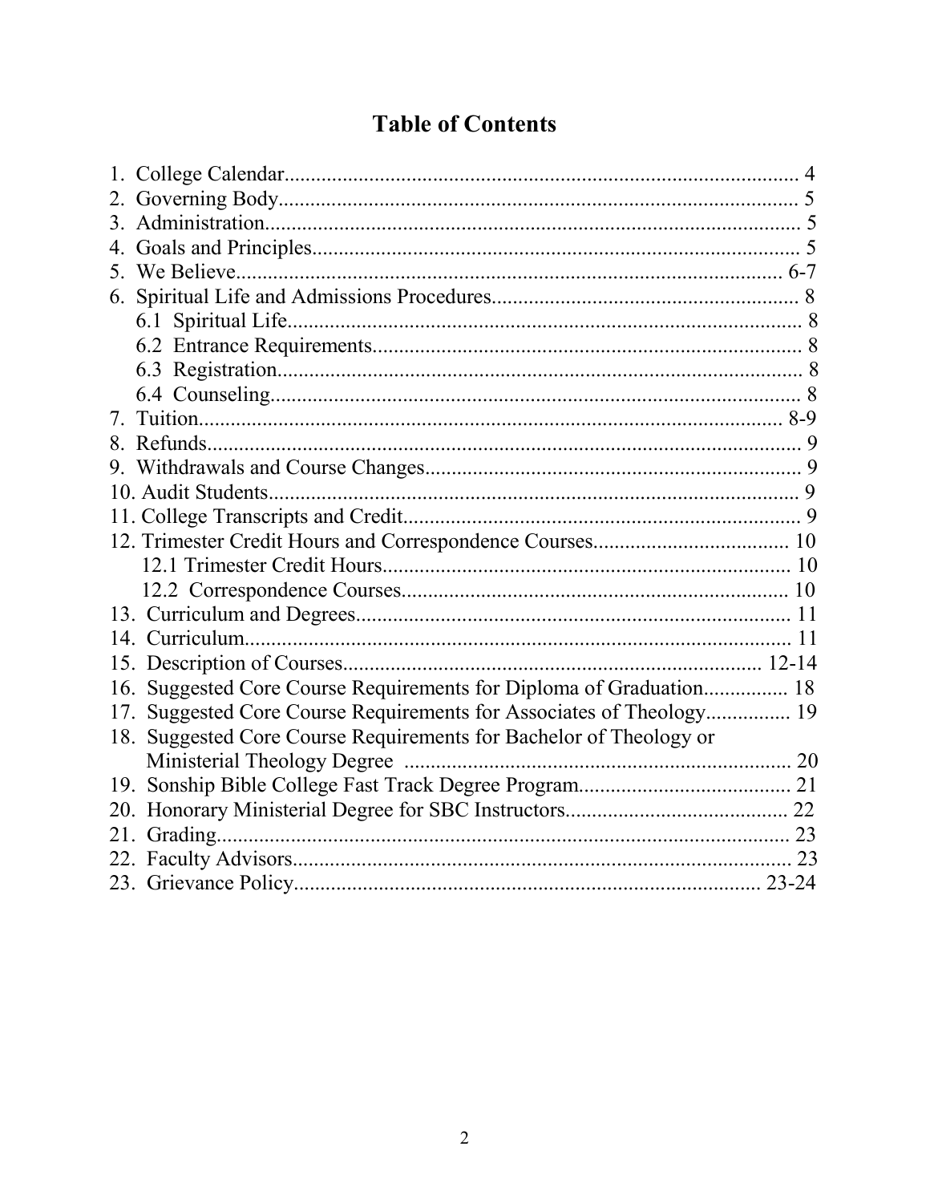# Table of Contents

1. College Calendar................................................................................................ 4
2. Governing Body................................................................................................ 5
3. Administration.................................................................................................. 5
4. Goals and Principles......................................................................................... 5
5. We Believe..................................................................................................... 6-7
6. Spiritual Life and Admissions Procedures.......................................................... 8
   - 6.1 Spiritual Life............................................................................................. 8
   - 6.2 Entrance Requirements.............................................................................. 8
   - 6.3 Registration............................................................................................... 8
   - 6.4 Counseling................................................................................................. 8
7. Tuition.......................................................................................................... 8-9
8. Refunds............................................................................................................ 9
9. Withdrawals and Course Changes...................................................................... 9
10. Audit Students................................................................................................. 9
11. College Transcripts and Credit.......................................................................... 9
12. Trimester Credit Hours and Correspondence Courses..................................... 10
    - 12.1 Trimester Credit Hours.......................................................................... 10
    - 12.2 Correspondence Courses....................................................................... 10
13. Curriculum and Degrees................................................................................. 11
14. Curriculum..................................................................................................... 11
15. Description of Courses............................................................................. 12-14
16. Suggested Core Course Requirements for Diploma of Graduation................ 18
17. Suggested Core Course Requirements for Associates of Theology................ 19
18. Suggested Core Course Requirements for Bachelor of Theology or Ministerial Theology Degree ........................................................................ 20
19. Sonship Bible College Fast Track Degree Program....................................... 21
20. Honorary Ministerial Degree for SBC Instructors.......................................... 22
21. Grading.......................................................................................................... 23
22. Faculty Advisors............................................................................................ 23
23. Grievance Policy....................................................................................... 23-24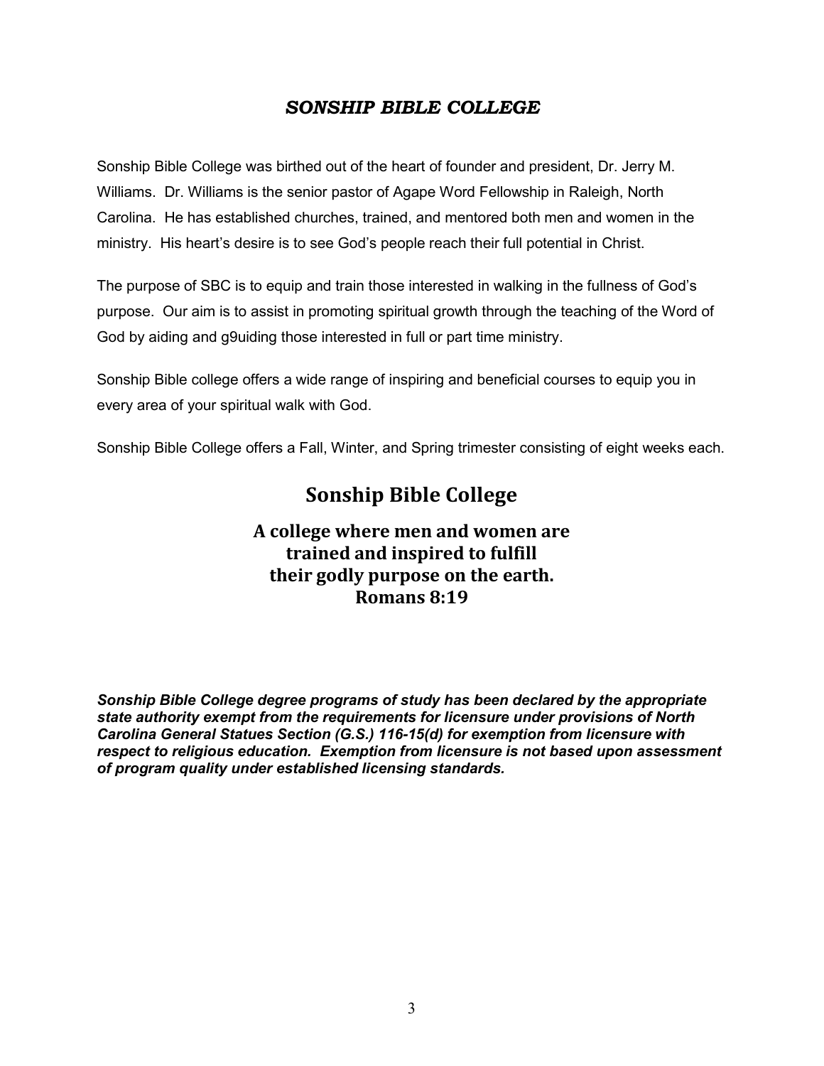## *SONSHIP BIBLE COLLEGE*

Sonship Bible College was birthed out of the heart of founder and president, Dr. Jerry M. Williams. Dr. Williams is the senior pastor of Agape Word Fellowship in Raleigh, North Carolina. He has established churches, trained, and mentored both men and women in the ministry. His heart's desire is to see God's people reach their full potential in Christ.

The purpose of SBC is to equip and train those interested in walking in the fullness of God's purpose. Our aim is to assist in promoting spiritual growth through the teaching of the Word of God by aiding and g9uiding those interested in full or part time ministry.

Sonship Bible college offers a wide range of inspiring and beneficial courses to equip you in every area of your spiritual walk with God.

Sonship Bible College offers a Fall, Winter, and Spring trimester consisting of eight weeks each.

# Sonship Bible College

### A college where men and women are trained and inspired to fulfill their godly purpose on the earth. Romans 8:19

***Sonship Bible College degree programs of study has been declared by the appropriate state authority exempt from the requirements for licensure under provisions of North Carolina General Statues Section (G.S.) 116-15(d) for exemption from licensure with respect to religious education. Exemption from licensure is not based upon assessment of program quality under established licensing standards.***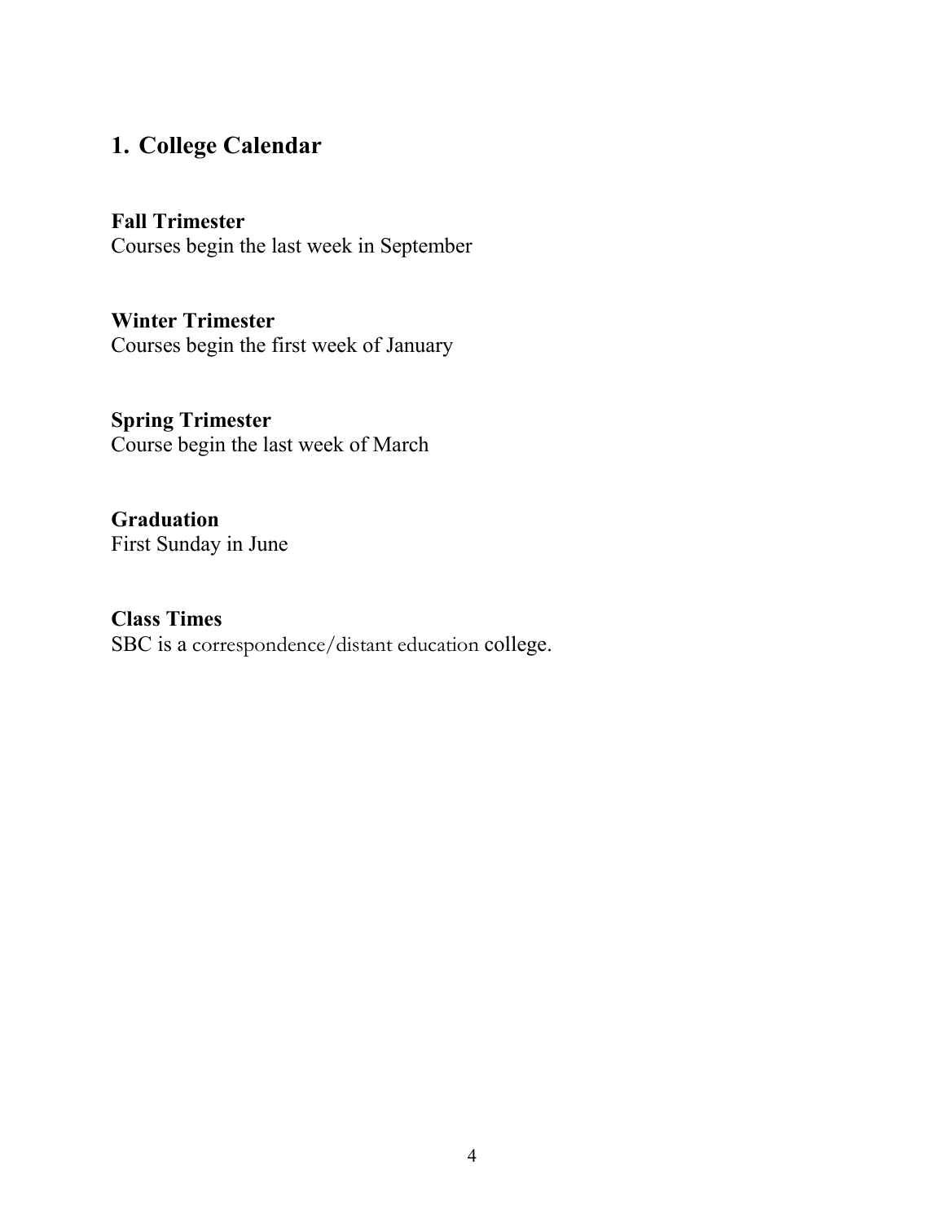## 1. College Calendar

**Fall Trimester**
Courses begin the last week in September

**Winter Trimester**
Courses begin the first week of January

**Spring Trimester**
Course begin the last week of March

**Graduation**
First Sunday in June

**Class Times**
SBC is a correspondence/distant education college.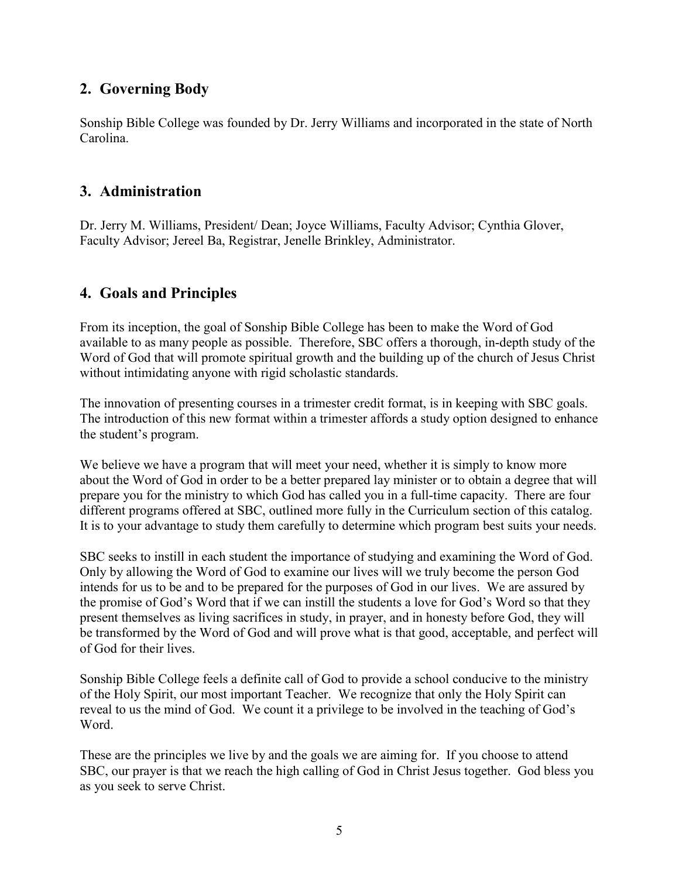## 2. Governing Body

Sonship Bible College was founded by Dr. Jerry Williams and incorporated in the state of North Carolina.

## 3. Administration

Dr. Jerry M. Williams, President/ Dean; Joyce Williams, Faculty Advisor; Cynthia Glover, Faculty Advisor; Jereel Ba, Registrar, Jenelle Brinkley, Administrator.

## 4. Goals and Principles

From its inception, the goal of Sonship Bible College has been to make the Word of God available to as many people as possible. Therefore, SBC offers a thorough, in-depth study of the Word of God that will promote spiritual growth and the building up of the church of Jesus Christ without intimidating anyone with rigid scholastic standards.

The innovation of presenting courses in a trimester credit format, is in keeping with SBC goals. The introduction of this new format within a trimester affords a study option designed to enhance the student's program.

We believe we have a program that will meet your need, whether it is simply to know more about the Word of God in order to be a better prepared lay minister or to obtain a degree that will prepare you for the ministry to which God has called you in a full-time capacity. There are four different programs offered at SBC, outlined more fully in the Curriculum section of this catalog. It is to your advantage to study them carefully to determine which program best suits your needs.

SBC seeks to instill in each student the importance of studying and examining the Word of God. Only by allowing the Word of God to examine our lives will we truly become the person God intends for us to be and to be prepared for the purposes of God in our lives. We are assured by the promise of God's Word that if we can instill the students a love for God's Word so that they present themselves as living sacrifices in study, in prayer, and in honesty before God, they will be transformed by the Word of God and will prove what is that good, acceptable, and perfect will of God for their lives.

Sonship Bible College feels a definite call of God to provide a school conducive to the ministry of the Holy Spirit, our most important Teacher. We recognize that only the Holy Spirit can reveal to us the mind of God. We count it a privilege to be involved in the teaching of God's Word.

These are the principles we live by and the goals we are aiming for. If you choose to attend SBC, our prayer is that we reach the high calling of God in Christ Jesus together. God bless you as you seek to serve Christ.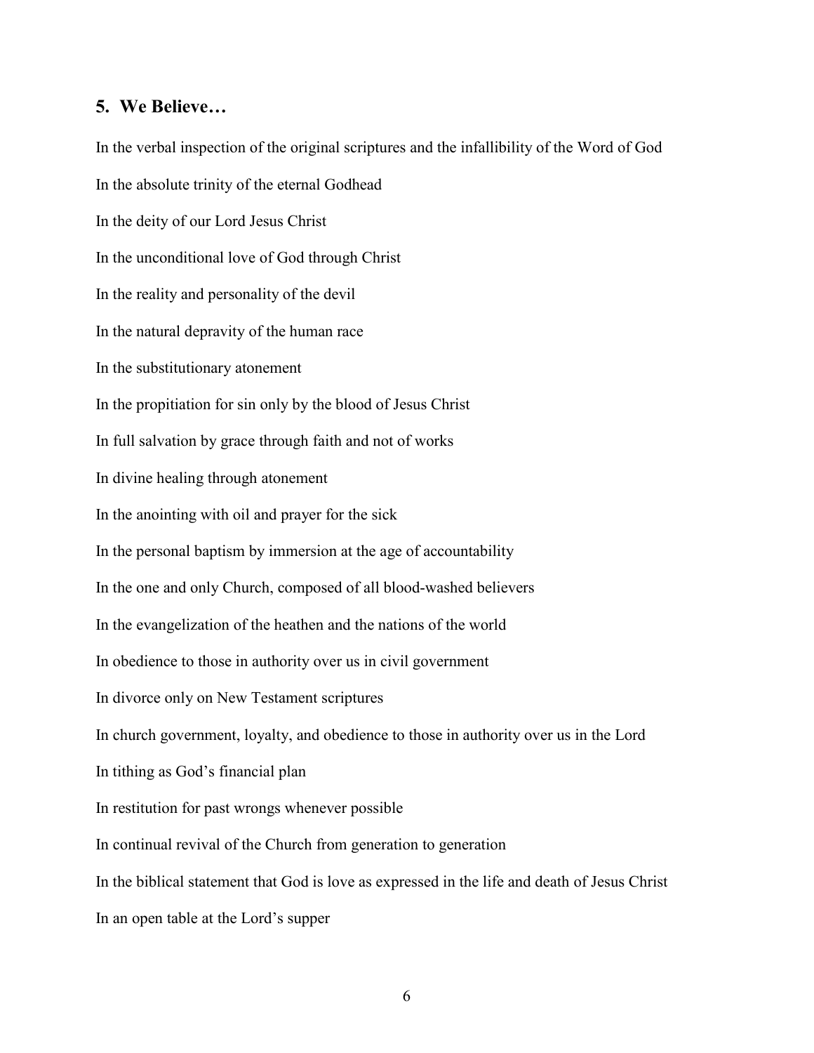## 5. We Believe…

In the verbal inspection of the original scriptures and the infallibility of the Word of God

In the absolute trinity of the eternal Godhead

In the deity of our Lord Jesus Christ

In the unconditional love of God through Christ

In the reality and personality of the devil

In the natural depravity of the human race

In the substitutionary atonement

In the propitiation for sin only by the blood of Jesus Christ

In full salvation by grace through faith and not of works

In divine healing through atonement

In the anointing with oil and prayer for the sick

In the personal baptism by immersion at the age of accountability

In the one and only Church, composed of all blood-washed believers

In the evangelization of the heathen and the nations of the world

In obedience to those in authority over us in civil government

In divorce only on New Testament scriptures

In church government, loyalty, and obedience to those in authority over us in the Lord

In tithing as God's financial plan

In restitution for past wrongs whenever possible

In continual revival of the Church from generation to generation

In the biblical statement that God is love as expressed in the life and death of Jesus Christ

In an open table at the Lord's supper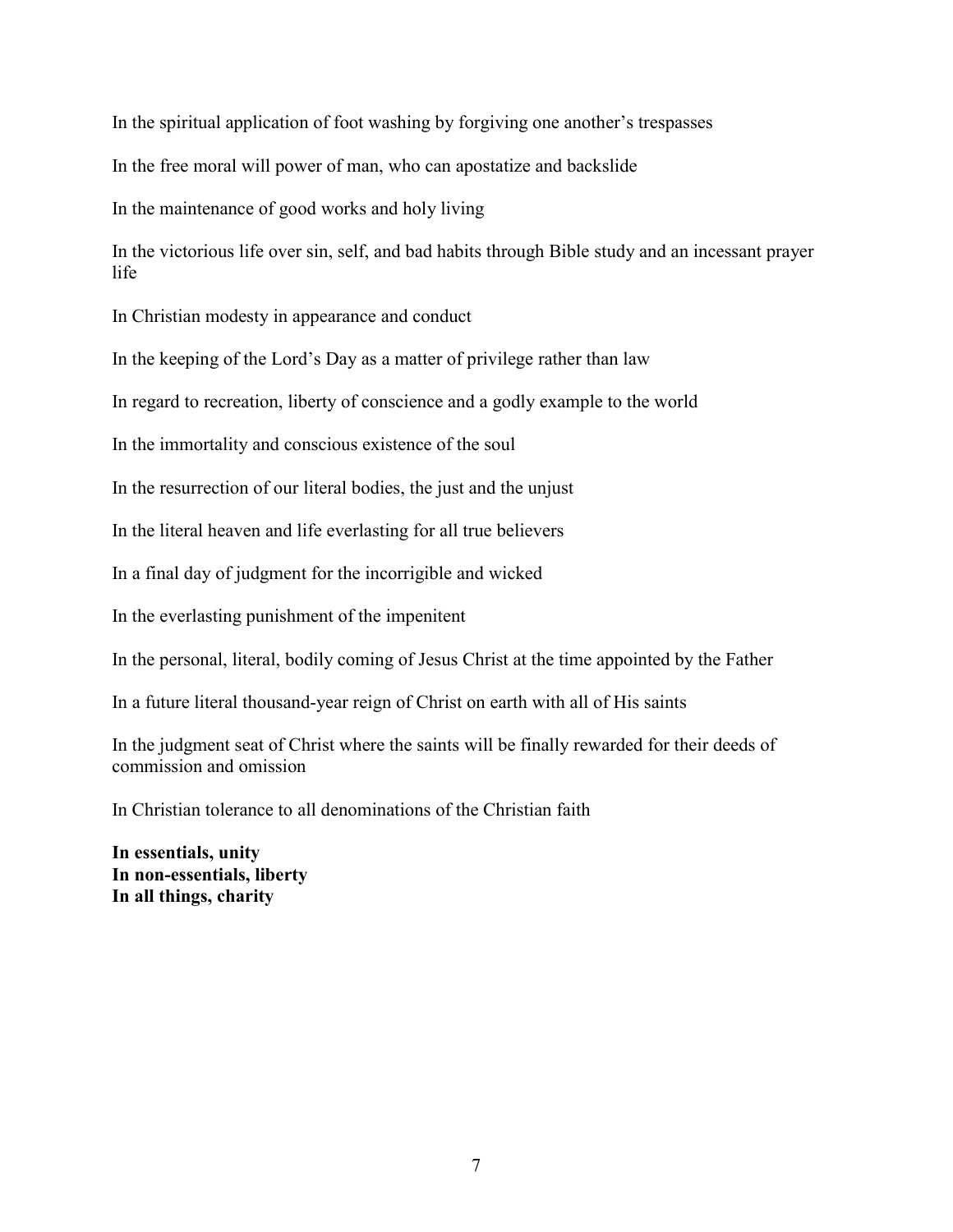In the spiritual application of foot washing by forgiving one another's trespasses

In the free moral will power of man, who can apostatize and backslide

In the maintenance of good works and holy living

In the victorious life over sin, self, and bad habits through Bible study and an incessant prayer life

In Christian modesty in appearance and conduct

In the keeping of the Lord's Day as a matter of privilege rather than law

In regard to recreation, liberty of conscience and a godly example to the world

In the immortality and conscious existence of the soul

In the resurrection of our literal bodies, the just and the unjust

In the literal heaven and life everlasting for all true believers

In a final day of judgment for the incorrigible and wicked

In the everlasting punishment of the impenitent

In the personal, literal, bodily coming of Jesus Christ at the time appointed by the Father

In a future literal thousand-year reign of Christ on earth with all of His saints

In the judgment seat of Christ where the saints will be finally rewarded for their deeds of commission and omission

In Christian tolerance to all denominations of the Christian faith

**In essentials, unity**
**In non-essentials, liberty**
**In all things, charity**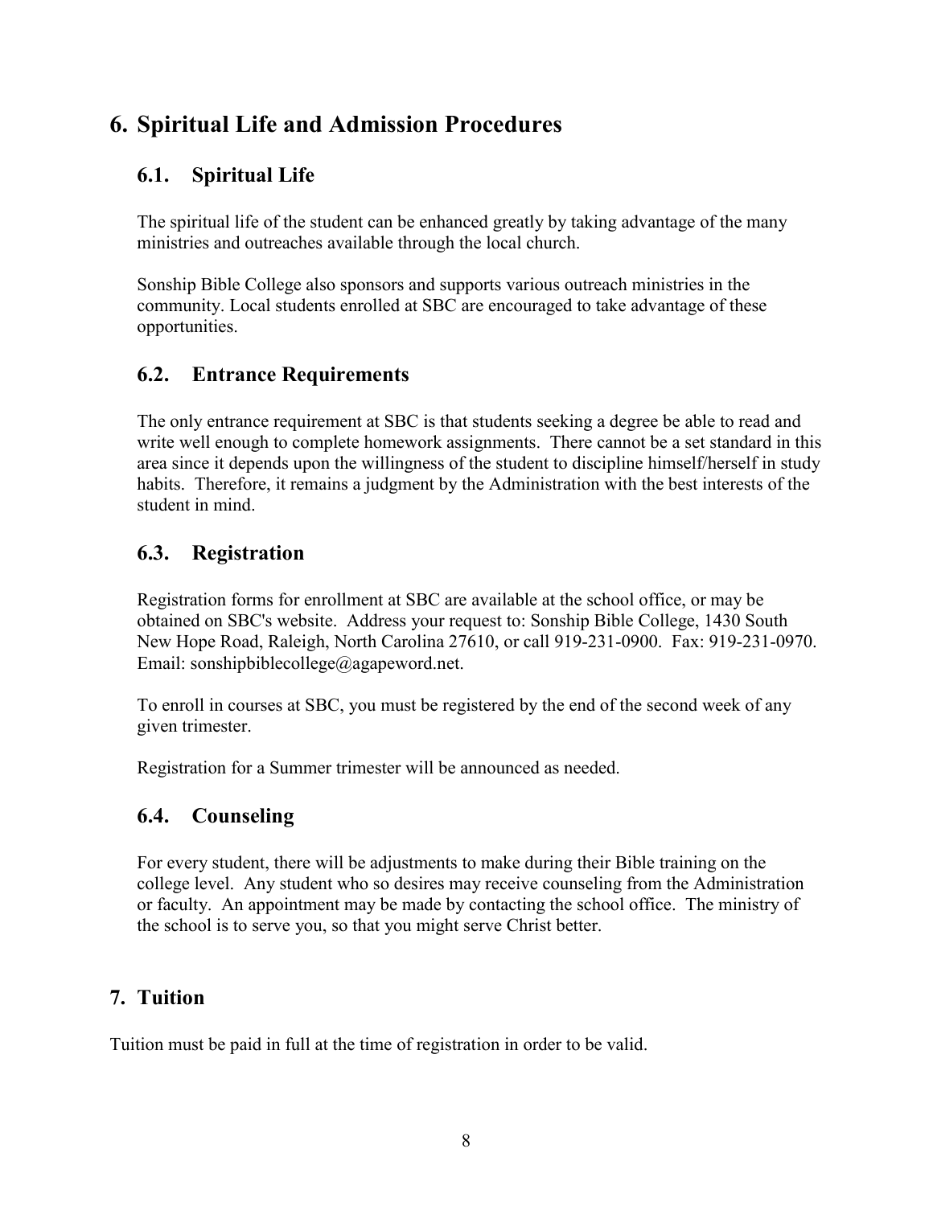# 6. Spiritual Life and Admission Procedures

## 6.1. Spiritual Life

The spiritual life of the student can be enhanced greatly by taking advantage of the many ministries and outreaches available through the local church.

Sonship Bible College also sponsors and supports various outreach ministries in the community. Local students enrolled at SBC are encouraged to take advantage of these opportunities.

## 6.2. Entrance Requirements

The only entrance requirement at SBC is that students seeking a degree be able to read and write well enough to complete homework assignments. There cannot be a set standard in this area since it depends upon the willingness of the student to discipline himself/herself in study habits. Therefore, it remains a judgment by the Administration with the best interests of the student in mind.

## 6.3. Registration

Registration forms for enrollment at SBC are available at the school office, or may be obtained on SBC's website. Address your request to: Sonship Bible College, 1430 South New Hope Road, Raleigh, North Carolina 27610, or call 919-231-0900. Fax: 919-231-0970. Email: sonshipbiblecollege@agapeword.net.

To enroll in courses at SBC, you must be registered by the end of the second week of any given trimester.

Registration for a Summer trimester will be announced as needed.

## 6.4. Counseling

For every student, there will be adjustments to make during their Bible training on the college level. Any student who so desires may receive counseling from the Administration or faculty. An appointment may be made by contacting the school office. The ministry of the school is to serve you, so that you might serve Christ better.

# 7. Tuition

Tuition must be paid in full at the time of registration in order to be valid.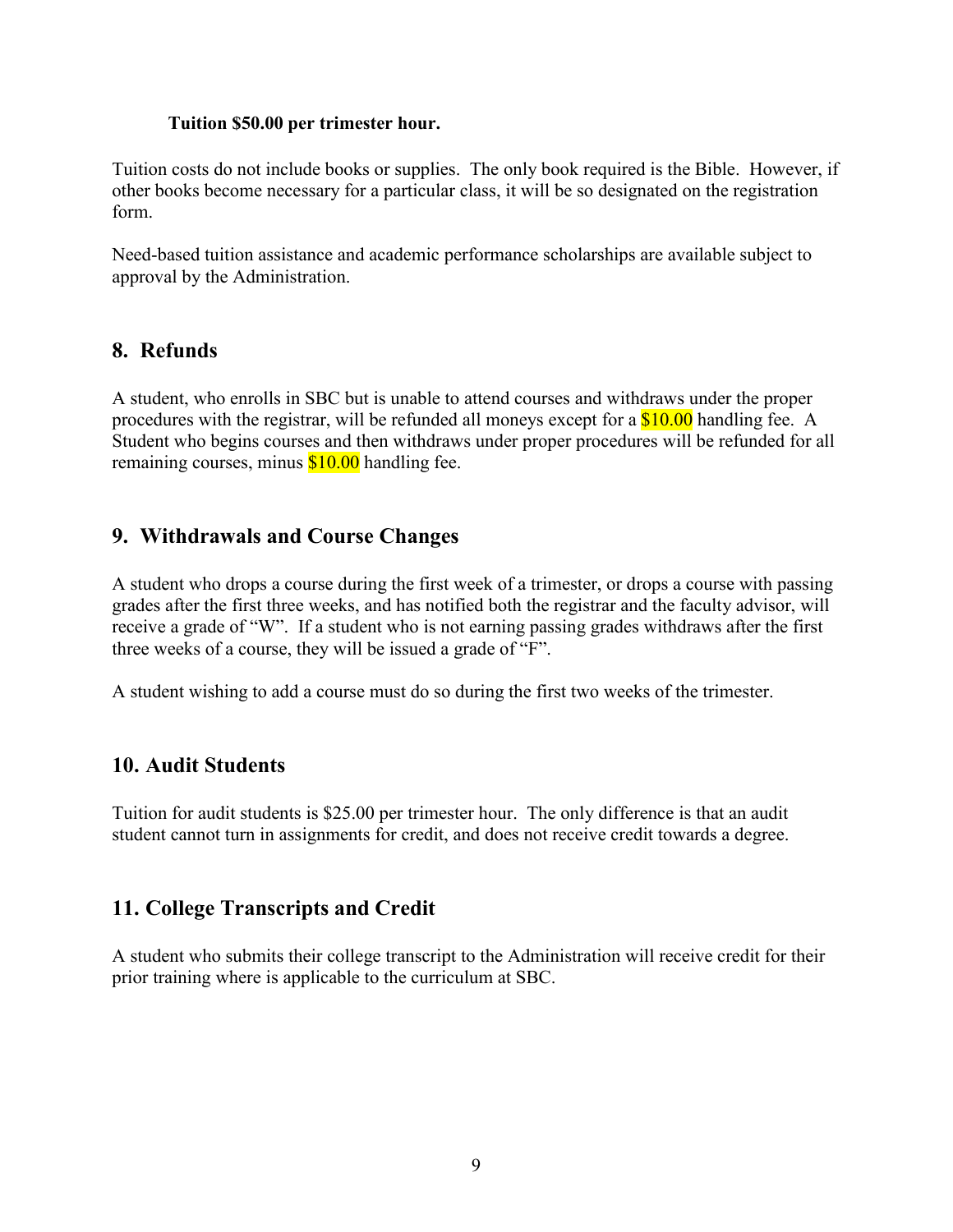**Tuition $50.00 per trimester hour.**

Tuition costs do not include books or supplies. The only book required is the Bible. However, if other books become necessary for a particular class, it will be so designated on the registration form.

Need-based tuition assistance and academic performance scholarships are available subject to approval by the Administration.

## 8. Refunds

A student, who enrolls in SBC but is unable to attend courses and withdraws under the proper procedures with the registrar, will be refunded all moneys except for a $10.00 handling fee. A Student who begins courses and then withdraws under proper procedures will be refunded for all remaining courses, minus $10.00 handling fee.

## 9. Withdrawals and Course Changes

A student who drops a course during the first week of a trimester, or drops a course with passing grades after the first three weeks, and has notified both the registrar and the faculty advisor, will receive a grade of "W". If a student who is not earning passing grades withdraws after the first three weeks of a course, they will be issued a grade of "F".

A student wishing to add a course must do so during the first two weeks of the trimester.

## 10. Audit Students

Tuition for audit students is $25.00 per trimester hour. The only difference is that an audit student cannot turn in assignments for credit, and does not receive credit towards a degree.

## 11. College Transcripts and Credit

A student who submits their college transcript to the Administration will receive credit for their prior training where is applicable to the curriculum at SBC.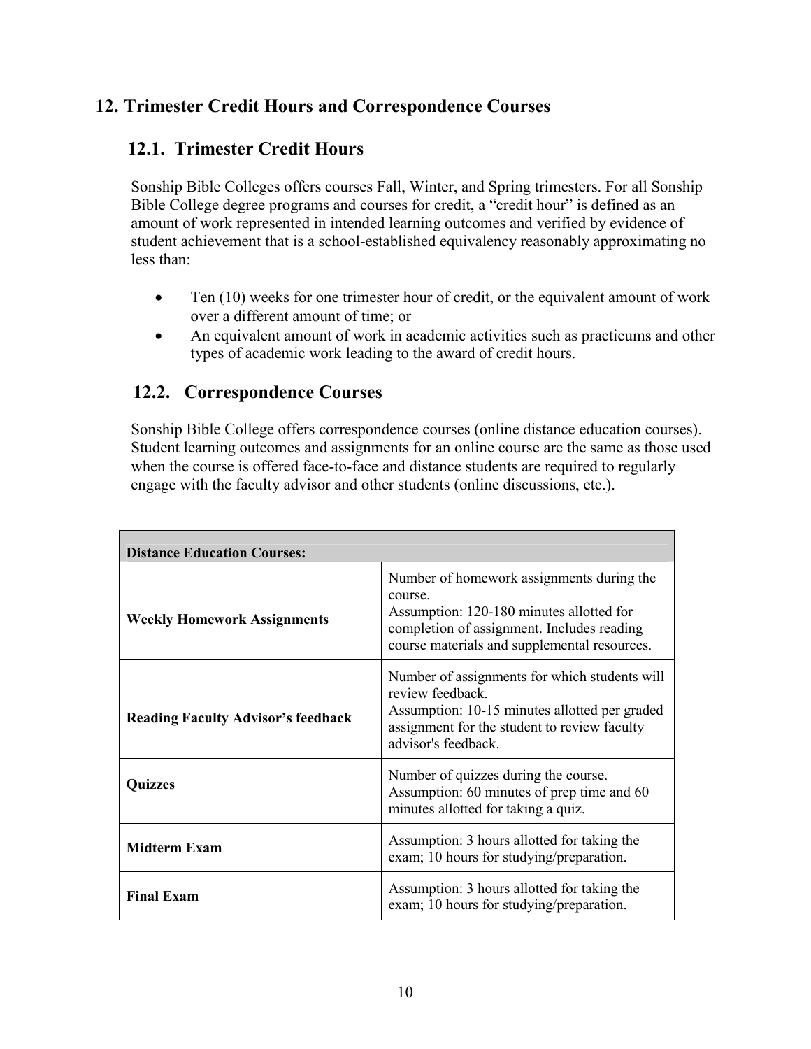## 12. Trimester Credit Hours and Correspondence Courses

### 12.1. Trimester Credit Hours

Sonship Bible Colleges offers courses Fall, Winter, and Spring trimesters. For all Sonship Bible College degree programs and courses for credit, a "credit hour" is defined as an amount of work represented in intended learning outcomes and verified by evidence of student achievement that is a school-established equivalency reasonably approximating no less than:

- Ten (10) weeks for one trimester hour of credit, or the equivalent amount of work over a different amount of time; or
- An equivalent amount of work in academic activities such as practicums and other types of academic work leading to the award of credit hours.

### 12.2. Correspondence Courses

Sonship Bible College offers correspondence courses (online distance education courses). Student learning outcomes and assignments for an online course are the same as those used when the course is offered face-to-face and distance students are required to regularly engage with the faculty advisor and other students (online discussions, etc.).

| **Distance Education Courses:** | |
|---|---|
| **Weekly Homework Assignments** | Number of homework assignments during the course.<br>Assumption: 120-180 minutes allotted for completion of assignment. Includes reading course materials and supplemental resources. |
| **Reading Faculty Advisor's feedback** | Number of assignments for which students will review feedback.<br>Assumption: 10-15 minutes allotted per graded assignment for the student to review faculty advisor's feedback. |
| **Quizzes** | Number of quizzes during the course.<br>Assumption: 60 minutes of prep time and 60 minutes allotted for taking a quiz. |
| **Midterm Exam** | Assumption: 3 hours allotted for taking the exam; 10 hours for studying/preparation. |
| **Final Exam** | Assumption: 3 hours allotted for taking the exam; 10 hours for studying/preparation. |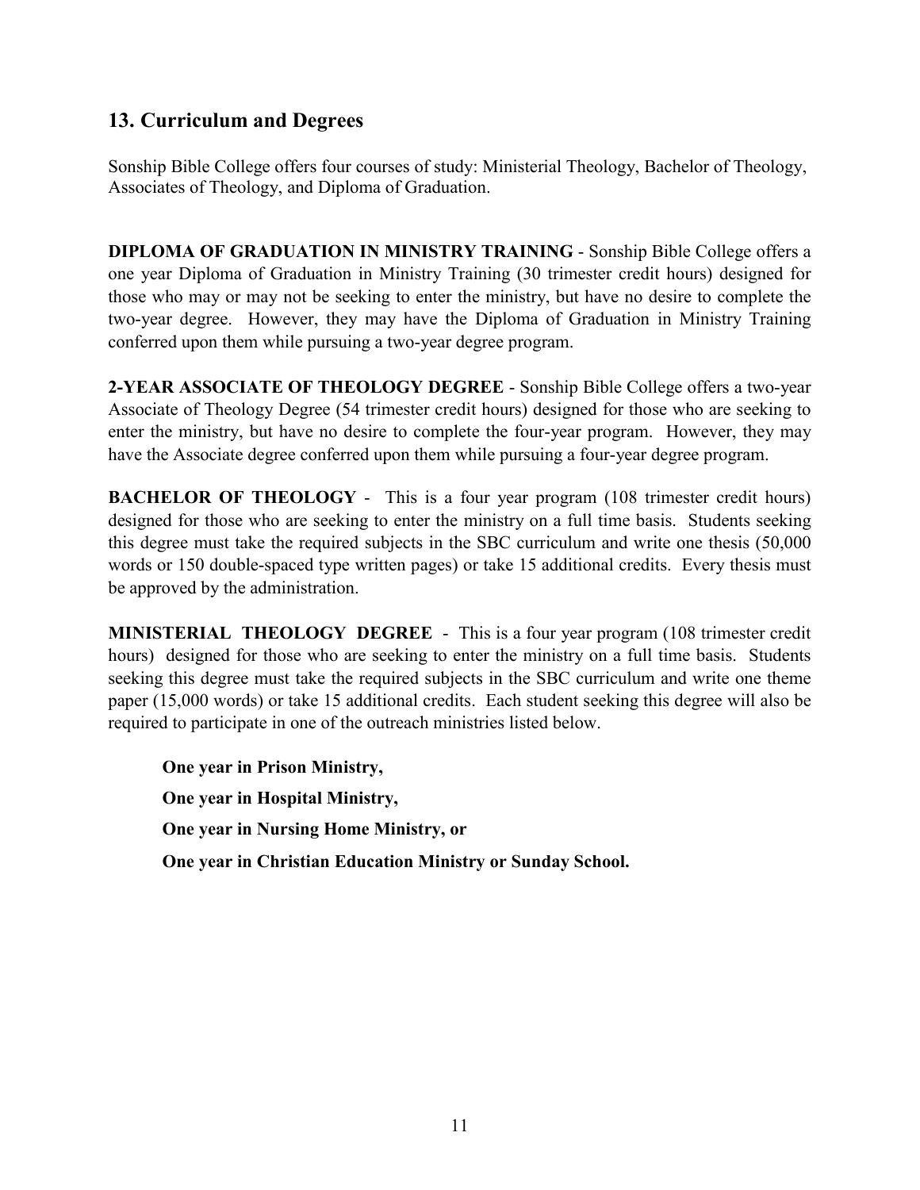## 13. Curriculum and Degrees

Sonship Bible College offers four courses of study: Ministerial Theology, Bachelor of Theology, Associates of Theology, and Diploma of Graduation.

**DIPLOMA OF GRADUATION IN MINISTRY TRAINING** - Sonship Bible College offers a one year Diploma of Graduation in Ministry Training (30 trimester credit hours) designed for those who may or may not be seeking to enter the ministry, but have no desire to complete the two-year degree. However, they may have the Diploma of Graduation in Ministry Training conferred upon them while pursuing a two-year degree program.

**2-YEAR ASSOCIATE OF THEOLOGY DEGREE** - Sonship Bible College offers a two-year Associate of Theology Degree (54 trimester credit hours) designed for those who are seeking to enter the ministry, but have no desire to complete the four-year program. However, they may have the Associate degree conferred upon them while pursuing a four-year degree program.

**BACHELOR OF THEOLOGY** - This is a four year program (108 trimester credit hours) designed for those who are seeking to enter the ministry on a full time basis. Students seeking this degree must take the required subjects in the SBC curriculum and write one thesis (50,000 words or 150 double-spaced type written pages) or take 15 additional credits. Every thesis must be approved by the administration.

**MINISTERIAL THEOLOGY DEGREE** - This is a four year program (108 trimester credit hours) designed for those who are seeking to enter the ministry on a full time basis. Students seeking this degree must take the required subjects in the SBC curriculum and write one theme paper (15,000 words) or take 15 additional credits. Each student seeking this degree will also be required to participate in one of the outreach ministries listed below.

**One year in Prison Ministry,**

**One year in Hospital Ministry,**

**One year in Nursing Home Ministry, or**

**One year in Christian Education Ministry or Sunday School.**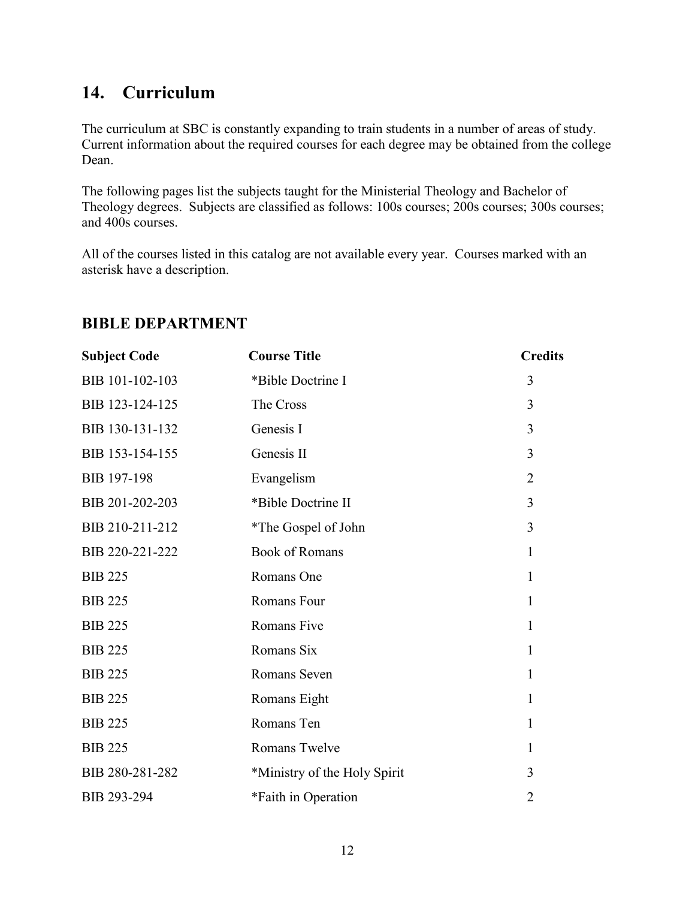## 14. Curriculum

The curriculum at SBC is constantly expanding to train students in a number of areas of study. Current information about the required courses for each degree may be obtained from the college Dean.

The following pages list the subjects taught for the Ministerial Theology and Bachelor of Theology degrees. Subjects are classified as follows: 100s courses; 200s courses; 300s courses; and 400s courses.

All of the courses listed in this catalog are not available every year. Courses marked with an asterisk have a description.

### BIBLE DEPARTMENT

| Subject Code | Course Title | Credits |
|---|---|---|
| BIB 101-102-103 | *Bible Doctrine I | 3 |
| BIB 123-124-125 | The Cross | 3 |
| BIB 130-131-132 | Genesis I | 3 |
| BIB 153-154-155 | Genesis II | 3 |
| BIB 197-198 | Evangelism | 2 |
| BIB 201-202-203 | *Bible Doctrine II | 3 |
| BIB 210-211-212 | *The Gospel of John | 3 |
| BIB 220-221-222 | Book of Romans | 1 |
| BIB 225 | Romans One | 1 |
| BIB 225 | Romans Four | 1 |
| BIB 225 | Romans Five | 1 |
| BIB 225 | Romans Six | 1 |
| BIB 225 | Romans Seven | 1 |
| BIB 225 | Romans Eight | 1 |
| BIB 225 | Romans Ten | 1 |
| BIB 225 | Romans Twelve | 1 |
| BIB 280-281-282 | *Ministry of the Holy Spirit | 3 |
| BIB 293-294 | *Faith in Operation | 2 |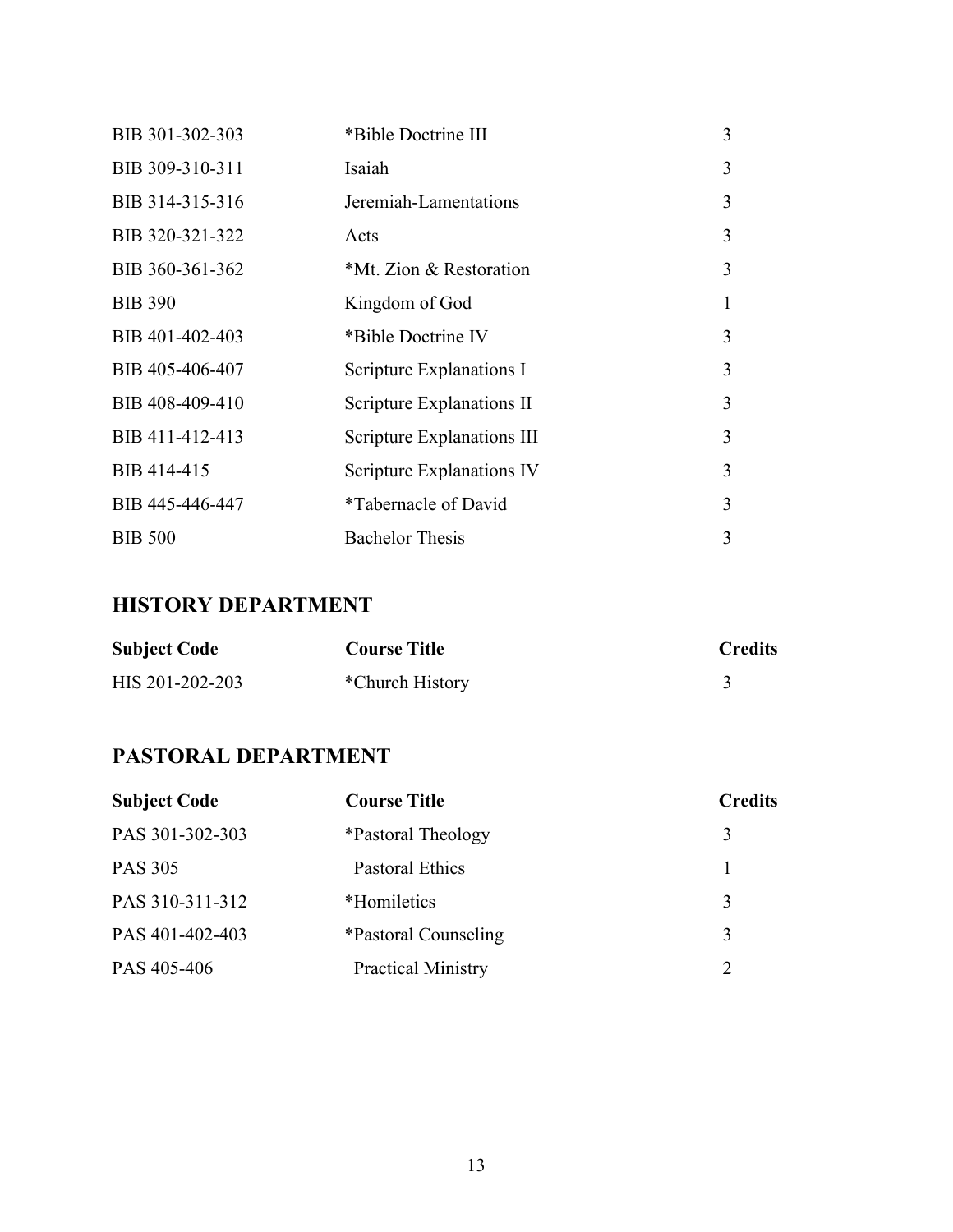| | | |
|---|---|---|
| BIB 301-302-303 | *Bible Doctrine III | 3 |
| BIB 309-310-311 | Isaiah | 3 |
| BIB 314-315-316 | Jeremiah-Lamentations | 3 |
| BIB 320-321-322 | Acts | 3 |
| BIB 360-361-362 | *Mt. Zion & Restoration | 3 |
| BIB 390 | Kingdom of God | 1 |
| BIB 401-402-403 | *Bible Doctrine IV | 3 |
| BIB 405-406-407 | Scripture Explanations I | 3 |
| BIB 408-409-410 | Scripture Explanations II | 3 |
| BIB 411-412-413 | Scripture Explanations III | 3 |
| BIB 414-415 | Scripture Explanations IV | 3 |
| BIB 445-446-447 | *Tabernacle of David | 3 |
| BIB 500 | Bachelor Thesis | 3 |

## HISTORY DEPARTMENT

| Subject Code | Course Title | Credits |
|---|---|---|
| HIS 201-202-203 | *Church History | 3 |

## PASTORAL DEPARTMENT

| Subject Code | Course Title | Credits |
|---|---|---|
| PAS 301-302-303 | *Pastoral Theology | 3 |
| PAS 305 | Pastoral Ethics | 1 |
| PAS 310-311-312 | *Homiletics | 3 |
| PAS 401-402-403 | *Pastoral Counseling | 3 |
| PAS 405-406 | Practical Ministry | 2 |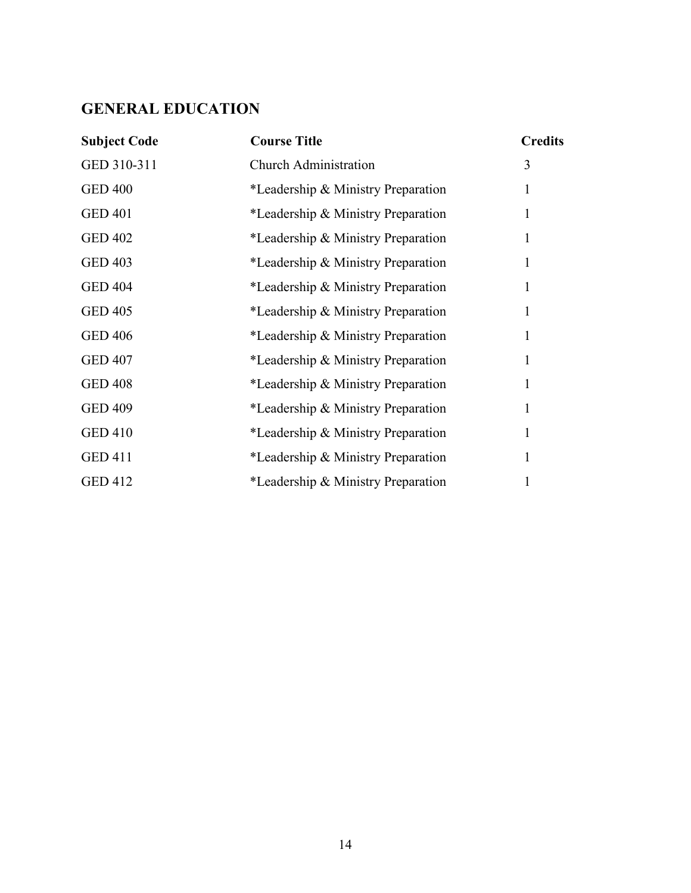## GENERAL EDUCATION

| Subject Code | Course Title | Credits |
|---|---|---|
| GED 310-311 | Church Administration | 3 |
| GED 400 | *Leadership & Ministry Preparation | 1 |
| GED 401 | *Leadership & Ministry Preparation | 1 |
| GED 402 | *Leadership & Ministry Preparation | 1 |
| GED 403 | *Leadership & Ministry Preparation | 1 |
| GED 404 | *Leadership & Ministry Preparation | 1 |
| GED 405 | *Leadership & Ministry Preparation | 1 |
| GED 406 | *Leadership & Ministry Preparation | 1 |
| GED 407 | *Leadership & Ministry Preparation | 1 |
| GED 408 | *Leadership & Ministry Preparation | 1 |
| GED 409 | *Leadership & Ministry Preparation | 1 |
| GED 410 | *Leadership & Ministry Preparation | 1 |
| GED 411 | *Leadership & Ministry Preparation | 1 |
| GED 412 | *Leadership & Ministry Preparation | 1 |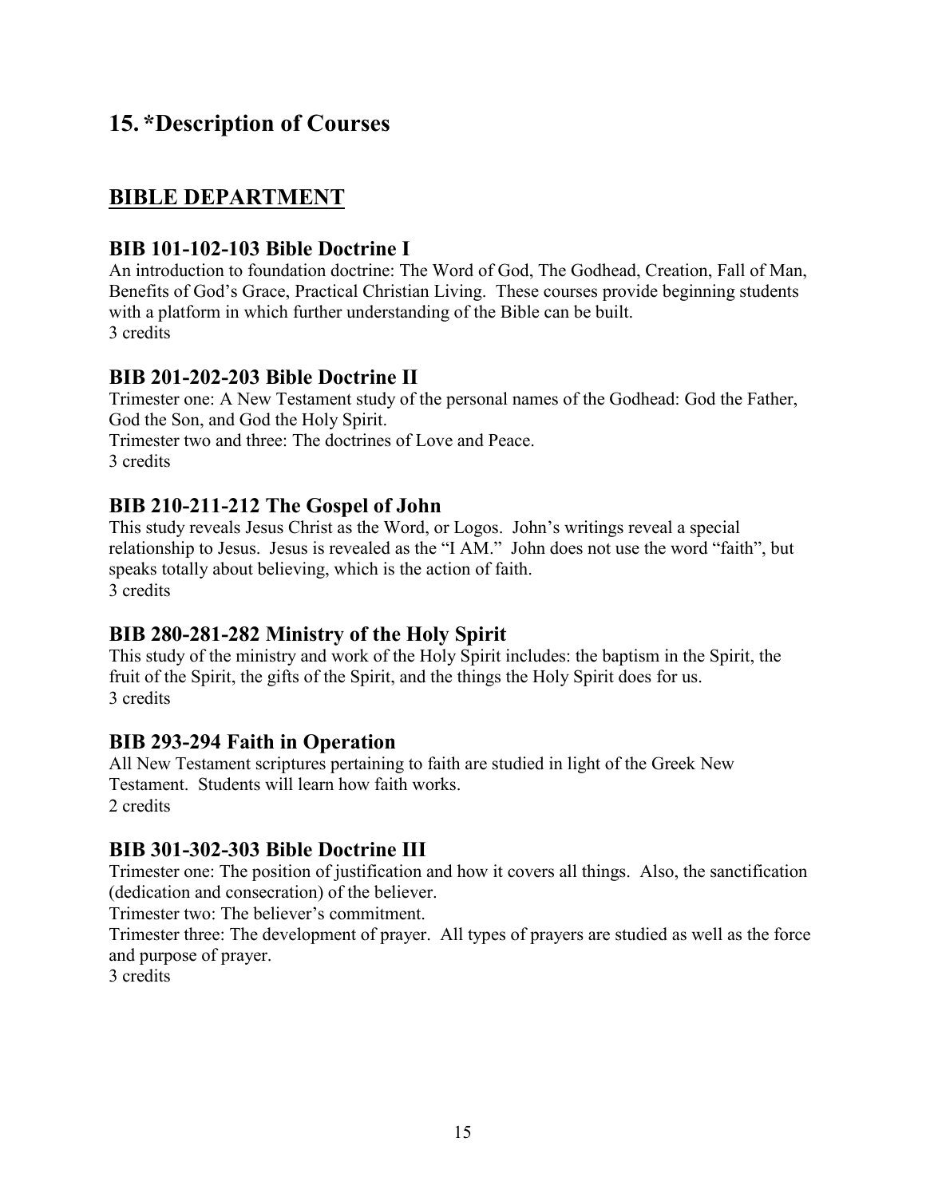## 15. *Description of Courses

## BIBLE DEPARTMENT

### BIB 101-102-103 Bible Doctrine I

An introduction to foundation doctrine: The Word of God, The Godhead, Creation, Fall of Man, Benefits of God's Grace, Practical Christian Living. These courses provide beginning students with a platform in which further understanding of the Bible can be built.
3 credits

### BIB 201-202-203 Bible Doctrine II

Trimester one: A New Testament study of the personal names of the Godhead: God the Father, God the Son, and God the Holy Spirit.
Trimester two and three: The doctrines of Love and Peace.
3 credits

### BIB 210-211-212 The Gospel of John

This study reveals Jesus Christ as the Word, or Logos. John's writings reveal a special relationship to Jesus. Jesus is revealed as the "I AM." John does not use the word "faith", but speaks totally about believing, which is the action of faith.
3 credits

### BIB 280-281-282 Ministry of the Holy Spirit

This study of the ministry and work of the Holy Spirit includes: the baptism in the Spirit, the fruit of the Spirit, the gifts of the Spirit, and the things the Holy Spirit does for us.
3 credits

### BIB 293-294 Faith in Operation

All New Testament scriptures pertaining to faith are studied in light of the Greek New Testament. Students will learn how faith works.
2 credits

### BIB 301-302-303 Bible Doctrine III

Trimester one: The position of justification and how it covers all things. Also, the sanctification (dedication and consecration) of the believer.
Trimester two: The believer's commitment.
Trimester three: The development of prayer. All types of prayers are studied as well as the force and purpose of prayer.
3 credits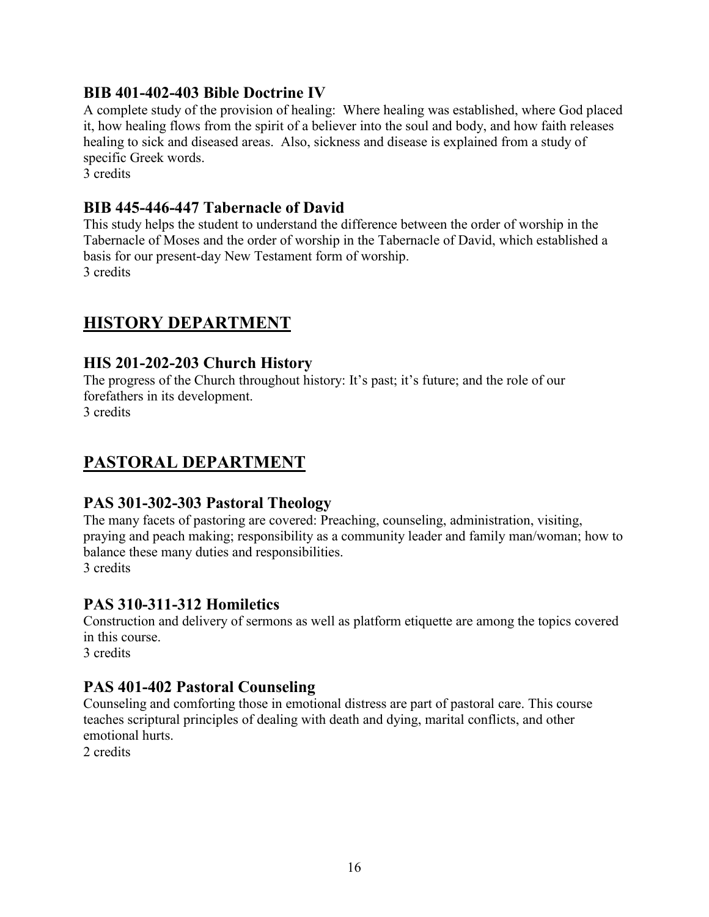### BIB 401-402-403 Bible Doctrine IV

A complete study of the provision of healing: Where healing was established, where God placed it, how healing flows from the spirit of a believer into the soul and body, and how faith releases healing to sick and diseased areas. Also, sickness and disease is explained from a study of specific Greek words.
3 credits

### BIB 445-446-447 Tabernacle of David

This study helps the student to understand the difference between the order of worship in the Tabernacle of Moses and the order of worship in the Tabernacle of David, which established a basis for our present-day New Testament form of worship.
3 credits

## HISTORY DEPARTMENT

### HIS 201-202-203 Church History

The progress of the Church throughout history: It's past; it's future; and the role of our forefathers in its development.
3 credits

## PASTORAL DEPARTMENT

### PAS 301-302-303 Pastoral Theology

The many facets of pastoring are covered: Preaching, counseling, administration, visiting, praying and peach making; responsibility as a community leader and family man/woman; how to balance these many duties and responsibilities.
3 credits

### PAS 310-311-312 Homiletics

Construction and delivery of sermons as well as platform etiquette are among the topics covered in this course.
3 credits

### PAS 401-402 Pastoral Counseling

Counseling and comforting those in emotional distress are part of pastoral care. This course teaches scriptural principles of dealing with death and dying, marital conflicts, and other emotional hurts.
2 credits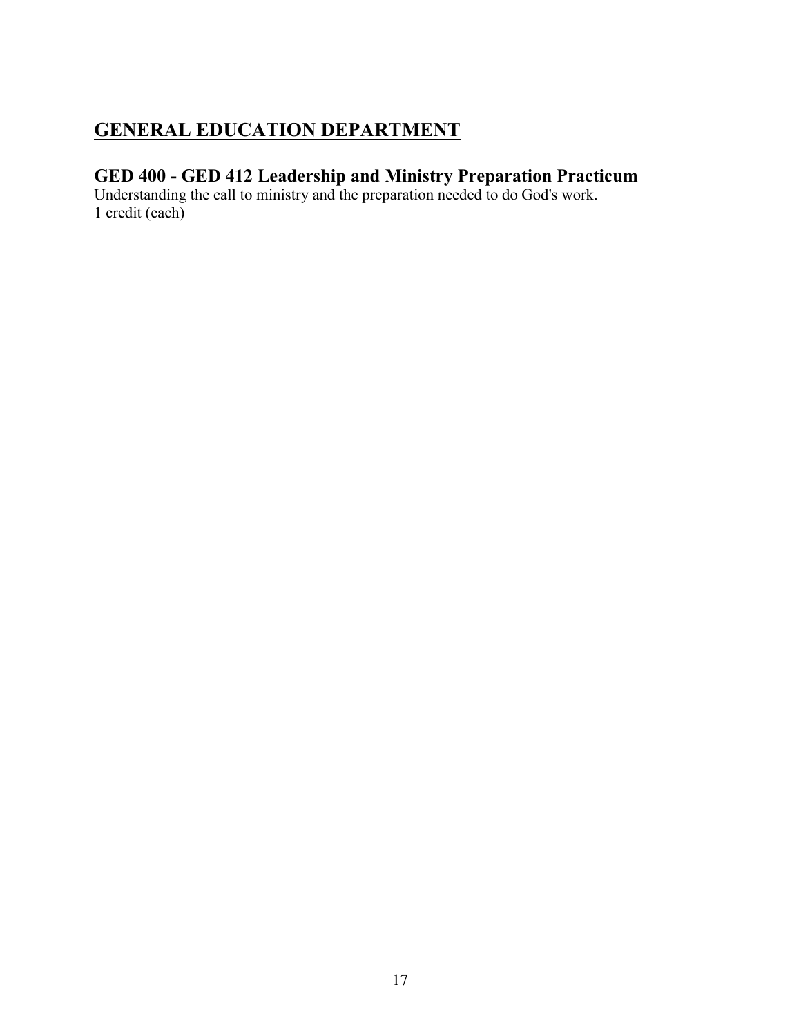# GENERAL EDUCATION DEPARTMENT

## GED 400 - GED 412 Leadership and Ministry Preparation Practicum

Understanding the call to ministry and the preparation needed to do God's work.
1 credit (each)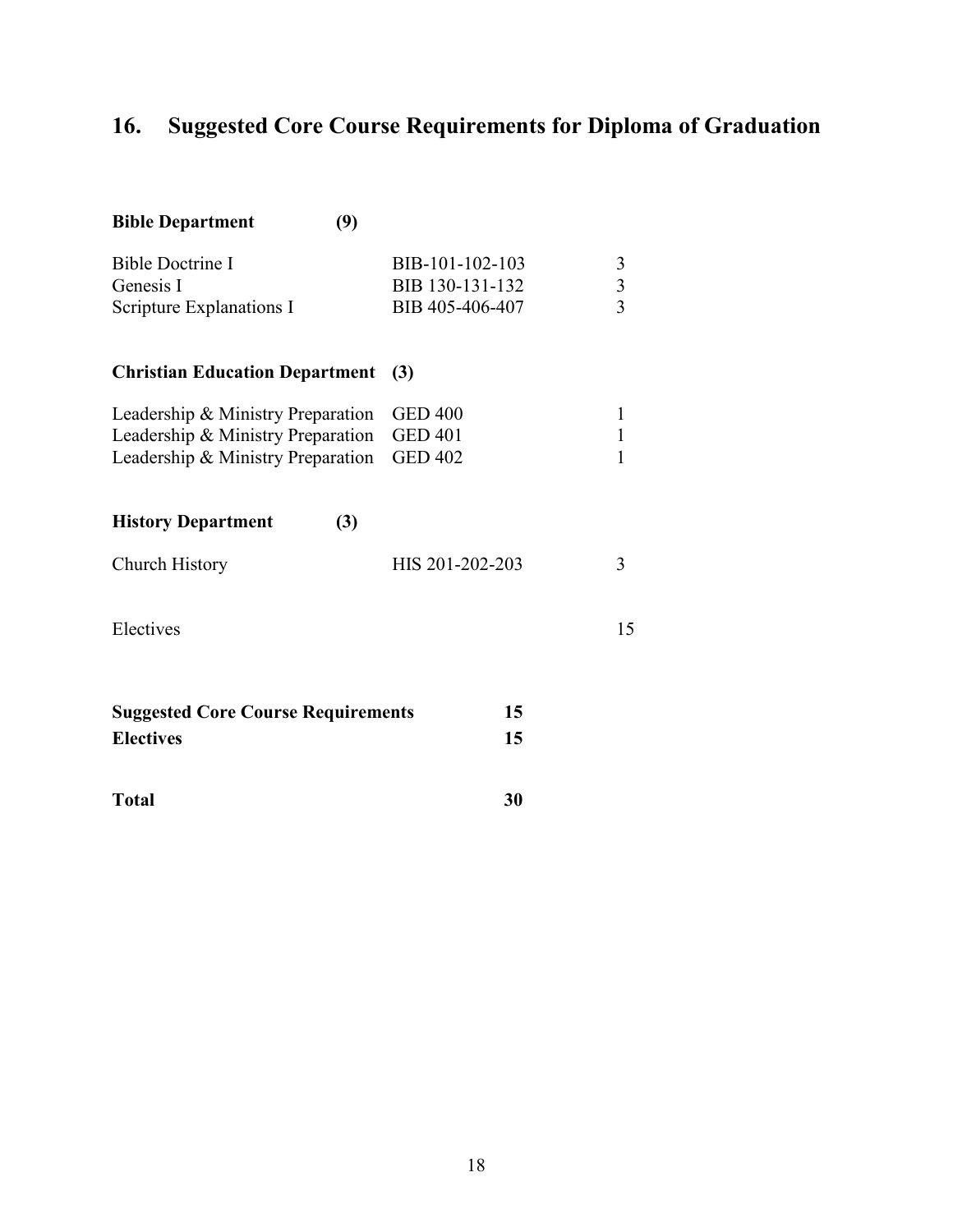## 16. Suggested Core Course Requirements for Diploma of Graduation

**Bible Department (9)**

| | | |
|---|---|---|
| Bible Doctrine I | BIB-101-102-103 | 3 |
| Genesis I | BIB 130-131-132 | 3 |
| Scripture Explanations I | BIB 405-406-407 | 3 |

**Christian Education Department (3)**

| | | |
|---|---|---|
| Leadership & Ministry Preparation | GED 400 | 1 |
| Leadership & Ministry Preparation | GED 401 | 1 |
| Leadership & Ministry Preparation | GED 402 | 1 |

**History Department (3)**

| | | |
|---|---|---|
| Church History | HIS 201-202-203 | 3 |
| Electives | | 15 |

| | |
|---|---|
| **Suggested Core Course Requirements** | **15** |
| **Electives** | **15** |
| **Total** | **30** |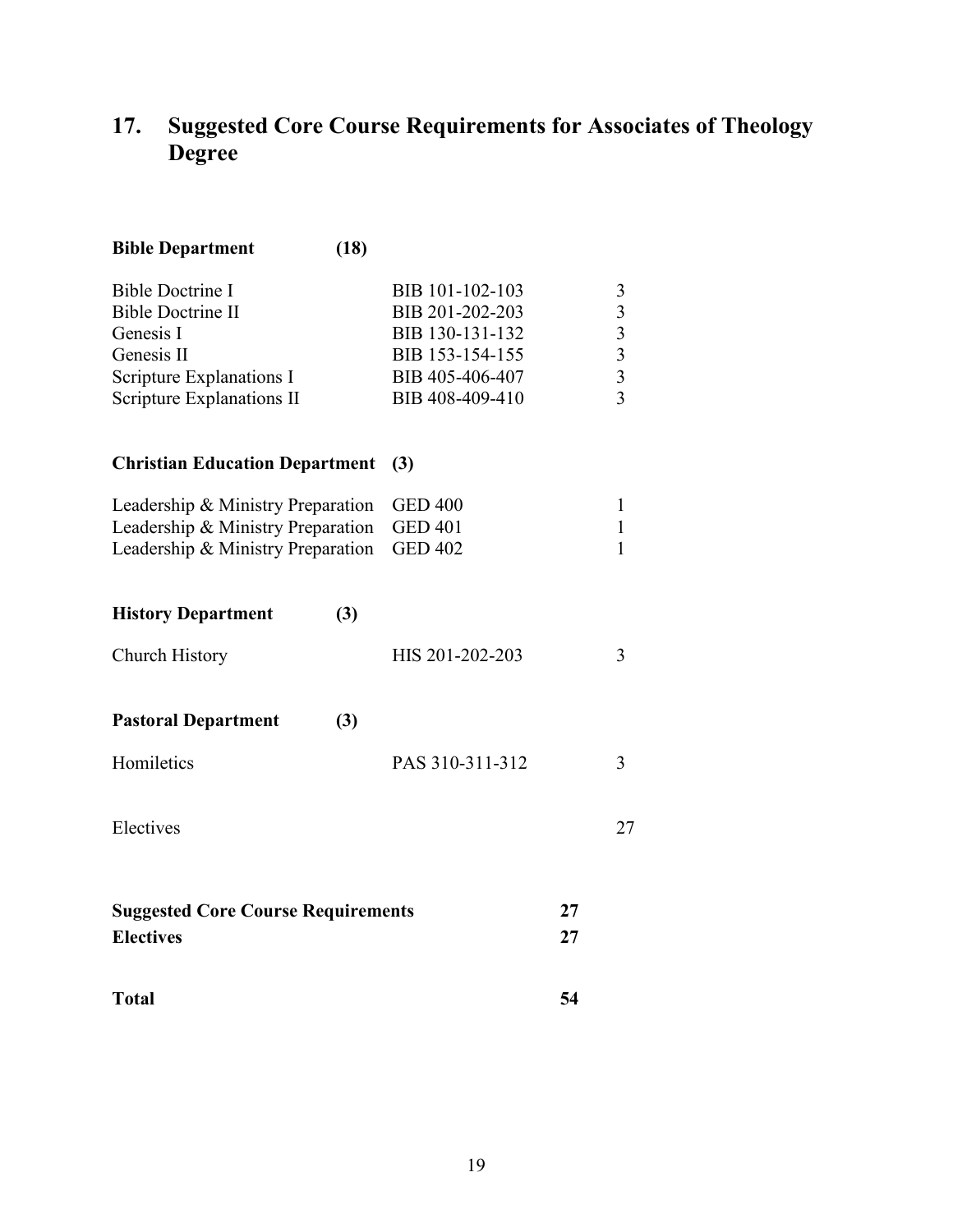## 17. Suggested Core Course Requirements for Associates of Theology Degree

| **Bible Department (18)** | | |
|---|---|---|
| Bible Doctrine I | BIB 101-102-103 | 3 |
| Bible Doctrine II | BIB 201-202-203 | 3 |
| Genesis I | BIB 130-131-132 | 3 |
| Genesis II | BIB 153-154-155 | 3 |
| Scripture Explanations I | BIB 405-406-407 | 3 |
| Scripture Explanations II | BIB 408-409-410 | 3 |

| **Christian Education Department (3)** | | |
|---|---|---|
| Leadership & Ministry Preparation | GED 400 | 1 |
| Leadership & Ministry Preparation | GED 401 | 1 |
| Leadership & Ministry Preparation | GED 402 | 1 |

| **History Department (3)** | | |
|---|---|---|
| Church History | HIS 201-202-203 | 3 |

| **Pastoral Department (3)** | | |
|---|---|---|
| Homiletics | PAS 310-311-312 | 3 |

| | | |
|---|---|---|
| Electives | | 27 |

| | |
|---|---|
| **Suggested Core Course Requirements** | **27** |
| **Electives** | **27** |
| **Total** | **54** |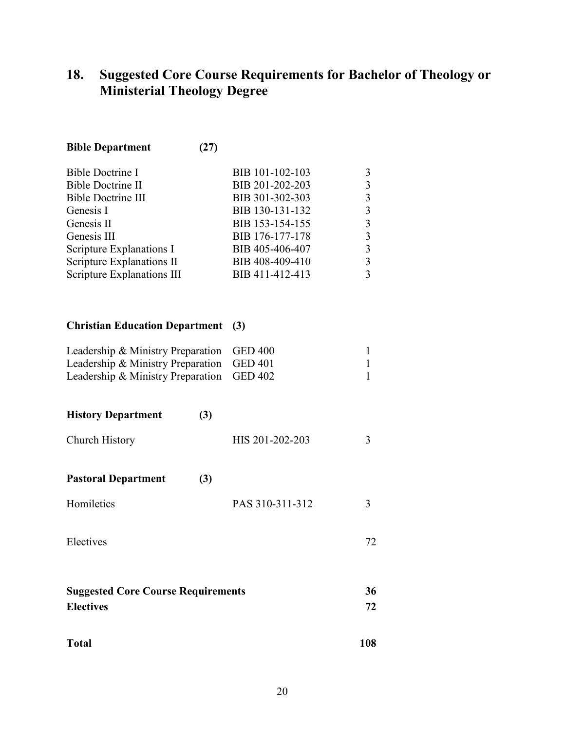## 18. Suggested Core Course Requirements for Bachelor of Theology or Ministerial Theology Degree

**Bible Department (27)**

| | | |
|---|---|---|
| Bible Doctrine I | BIB 101-102-103 | 3 |
| Bible Doctrine II | BIB 201-202-203 | 3 |
| Bible Doctrine III | BIB 301-302-303 | 3 |
| Genesis I | BIB 130-131-132 | 3 |
| Genesis II | BIB 153-154-155 | 3 |
| Genesis III | BIB 176-177-178 | 3 |
| Scripture Explanations I | BIB 405-406-407 | 3 |
| Scripture Explanations II | BIB 408-409-410 | 3 |
| Scripture Explanations III | BIB 411-412-413 | 3 |

**Christian Education Department (3)**

| | | |
|---|---|---|
| Leadership & Ministry Preparation | GED 400 | 1 |
| Leadership & Ministry Preparation | GED 401 | 1 |
| Leadership & Ministry Preparation | GED 402 | 1 |

**History Department (3)**

| | | |
|---|---|---|
| Church History | HIS 201-202-203 | 3 |

**Pastoral Department (3)**

| | | |
|---|---|---|
| Homiletics | PAS 310-311-312 | 3 |

| | | |
|---|---|---|
| Electives | | 72 |

| | |
|---|---|
| **Suggested Core Course Requirements** | **36** |
| **Electives** | **72** |
| **Total** | **108** |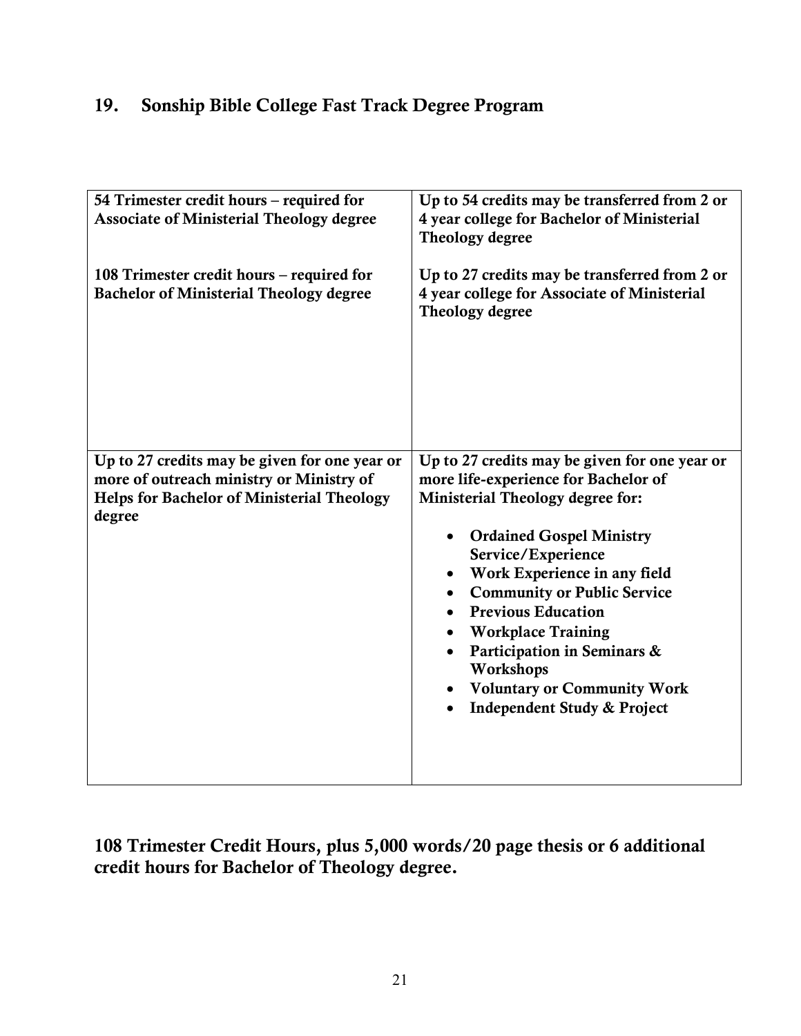## 19. Sonship Bible College Fast Track Degree Program

| | |
|---|---|
| **54 Trimester credit hours – required for Associate of Ministerial Theology degree**<br><br>**108 Trimester credit hours – required for Bachelor of Ministerial Theology degree** | **Up to 54 credits may be transferred from 2 or 4 year college for Bachelor of Ministerial Theology degree**<br><br>**Up to 27 credits may be transferred from 2 or 4 year college for Associate of Ministerial Theology degree** |
| **Up to 27 credits may be given for one year or more of outreach ministry or Ministry of Helps for Bachelor of Ministerial Theology degree** | **Up to 27 credits may be given for one year or more life-experience for Bachelor of Ministerial Theology degree for:**<br>• **Ordained Gospel Ministry Service/Experience**<br>• **Work Experience in any field**<br>• **Community or Public Service**<br>• **Previous Education**<br>• **Workplace Training**<br>• **Participation in Seminars & Workshops**<br>• **Voluntary or Community Work**<br>• **Independent Study & Project** |

**108 Trimester Credit Hours, plus 5,000 words/20 page thesis or 6 additional credit hours for Bachelor of Theology degree.**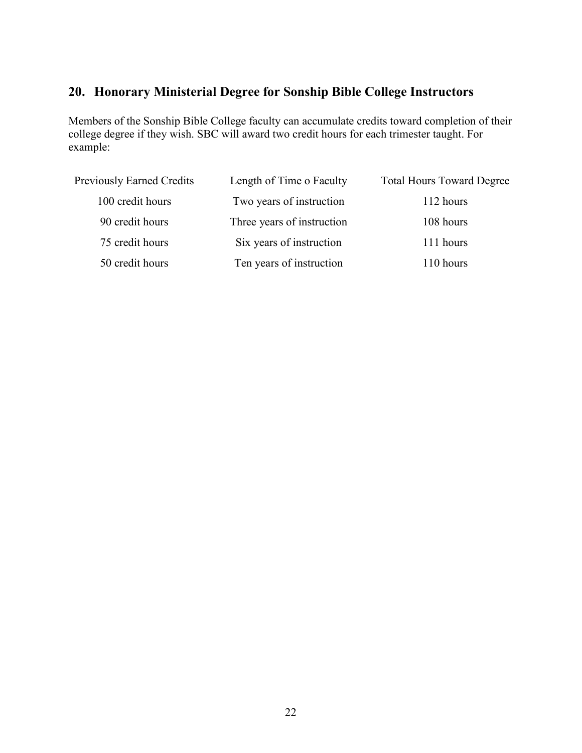## 20. Honorary Ministerial Degree for Sonship Bible College Instructors

Members of the Sonship Bible College faculty can accumulate credits toward completion of their college degree if they wish. SBC will award two credit hours for each trimester taught. For example:

| Previously Earned Credits | Length of Time o Faculty | Total Hours Toward Degree |
|---|---|---|
| 100 credit hours | Two years of instruction | 112 hours |
| 90 credit hours | Three years of instruction | 108 hours |
| 75 credit hours | Six years of instruction | 111 hours |
| 50 credit hours | Ten years of instruction | 110 hours |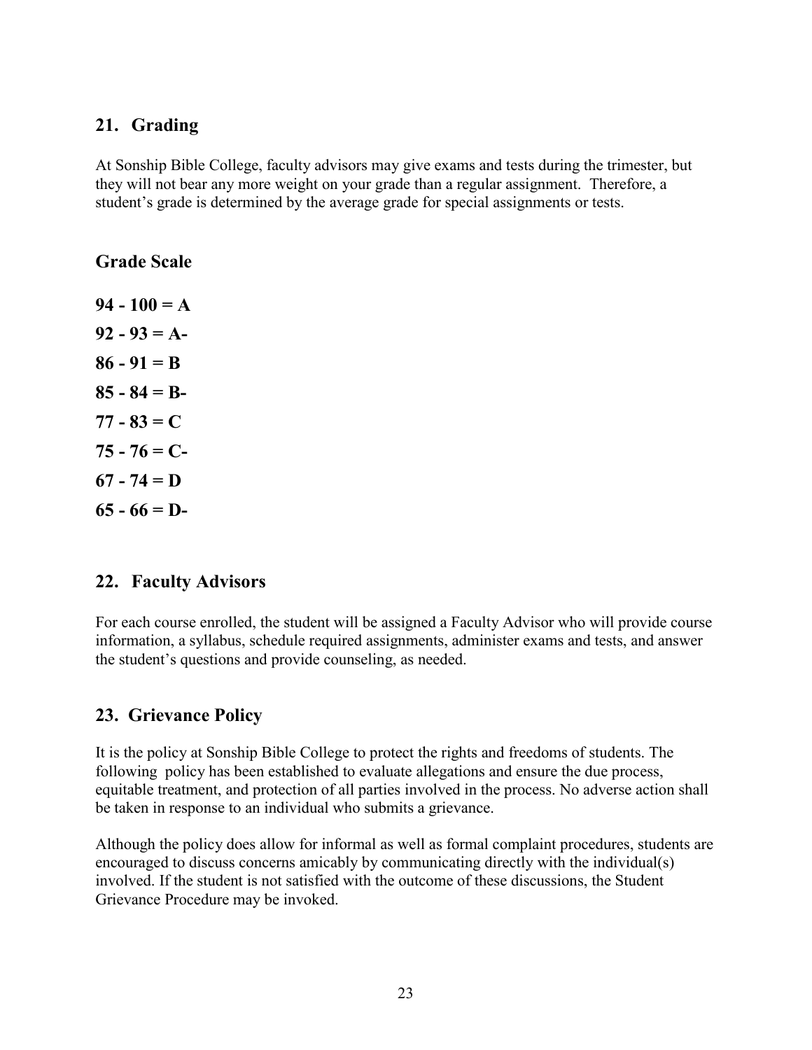## 21. Grading

At Sonship Bible College, faculty advisors may give exams and tests during the trimester, but they will not bear any more weight on your grade than a regular assignment. Therefore, a student's grade is determined by the average grade for special assignments or tests.

### Grade Scale

**94 - 100 = A**

**92 - 93 = A-**

**86 - 91 = B**

**85 - 84 = B-**

**77 - 83 = C**

**75 - 76 = C-**

**67 - 74 = D**

**65 - 66 = D-**

## 22. Faculty Advisors

For each course enrolled, the student will be assigned a Faculty Advisor who will provide course information, a syllabus, schedule required assignments, administer exams and tests, and answer the student's questions and provide counseling, as needed.

## 23. Grievance Policy

It is the policy at Sonship Bible College to protect the rights and freedoms of students. The following policy has been established to evaluate allegations and ensure the due process, equitable treatment, and protection of all parties involved in the process. No adverse action shall be taken in response to an individual who submits a grievance.

Although the policy does allow for informal as well as formal complaint procedures, students are encouraged to discuss concerns amicably by communicating directly with the individual(s) involved. If the student is not satisfied with the outcome of these discussions, the Student Grievance Procedure may be invoked.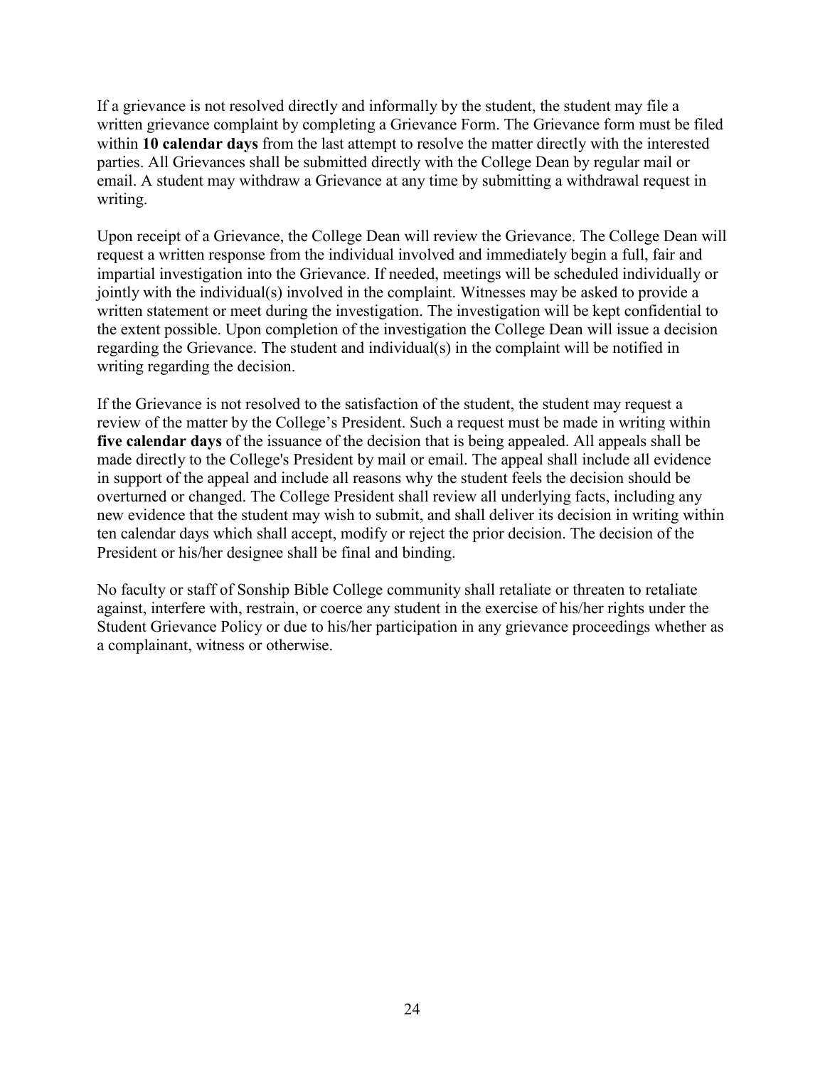If a grievance is not resolved directly and informally by the student, the student may file a written grievance complaint by completing a Grievance Form. The Grievance form must be filed within **10 calendar days** from the last attempt to resolve the matter directly with the interested parties. All Grievances shall be submitted directly with the College Dean by regular mail or email. A student may withdraw a Grievance at any time by submitting a withdrawal request in writing.

Upon receipt of a Grievance, the College Dean will review the Grievance. The College Dean will request a written response from the individual involved and immediately begin a full, fair and impartial investigation into the Grievance. If needed, meetings will be scheduled individually or jointly with the individual(s) involved in the complaint. Witnesses may be asked to provide a written statement or meet during the investigation. The investigation will be kept confidential to the extent possible. Upon completion of the investigation the College Dean will issue a decision regarding the Grievance. The student and individual(s) in the complaint will be notified in writing regarding the decision.

If the Grievance is not resolved to the satisfaction of the student, the student may request a review of the matter by the College's President. Such a request must be made in writing within **five calendar days** of the issuance of the decision that is being appealed. All appeals shall be made directly to the College's President by mail or email. The appeal shall include all evidence in support of the appeal and include all reasons why the student feels the decision should be overturned or changed. The College President shall review all underlying facts, including any new evidence that the student may wish to submit, and shall deliver its decision in writing within ten calendar days which shall accept, modify or reject the prior decision. The decision of the President or his/her designee shall be final and binding.

No faculty or staff of Sonship Bible College community shall retaliate or threaten to retaliate against, interfere with, restrain, or coerce any student in the exercise of his/her rights under the Student Grievance Policy or due to his/her participation in any grievance proceedings whether as a complainant, witness or otherwise.